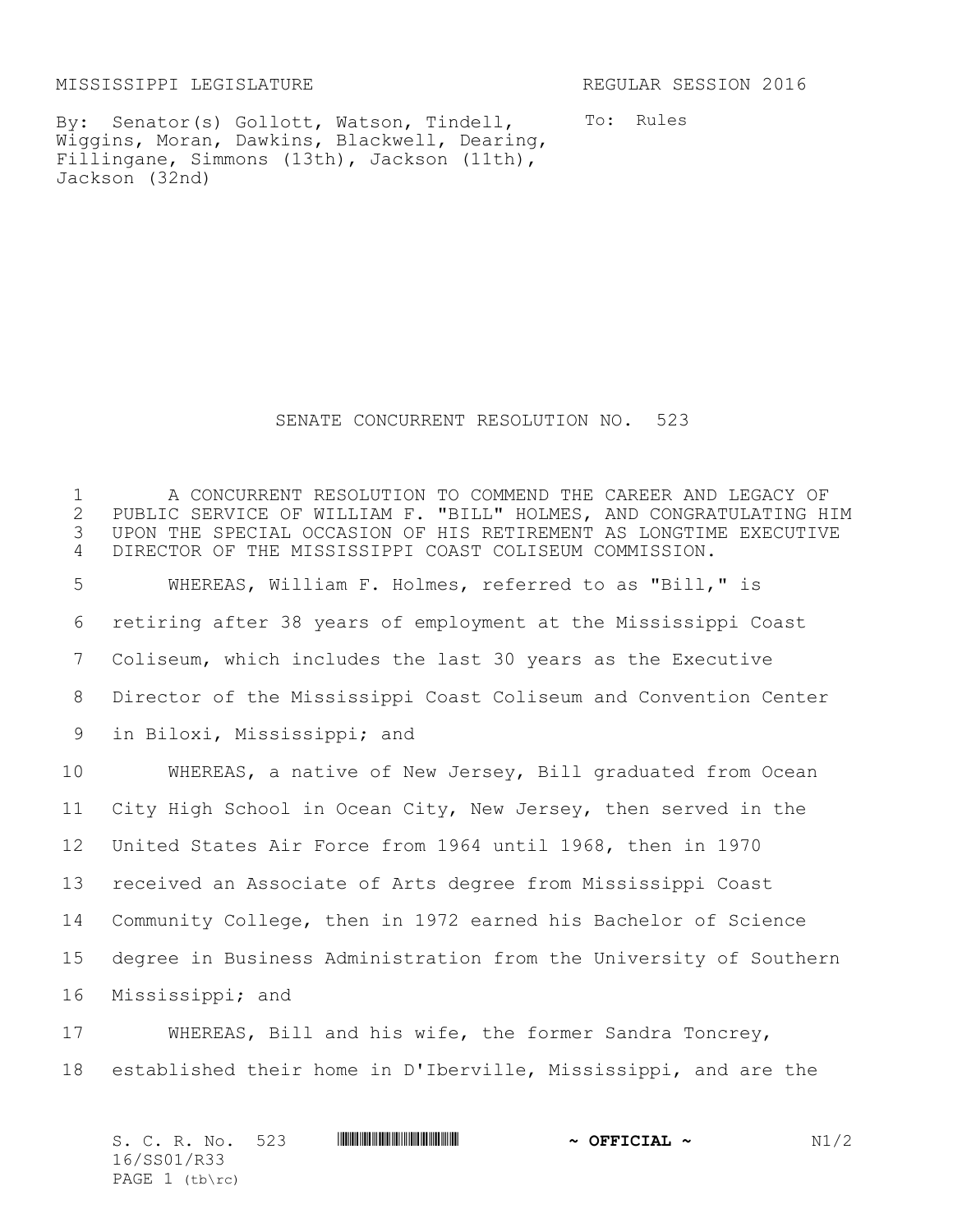MISSISSIPPI LEGISLATURE

REGULAR SESSION 2016

By: Senator(s) Gollott, Watson, Tindell, Wiggins, Moran, Dawkins, Blackwell, Dearing, Fillingane, Simmons (13th), Jackson (11th), Jackson (32nd)

To: Rules

# SENATE CONCURRENT RESOLUTION NO. 523

A CONCURRENT RESOLUTION TO COMMEND THE CAREER AND LEGACY OF PUBLIC SERVICE OF WILLIAM F. "BILL" HOLMES, AND CONGRATULATING HIM UPON THE SPECIAL OCCASION OF HIS RETIREMENT AS LONGTIME EXECUTIVE DIRECTOR OF THE MISSISSIPPI COAST COLISEUM COMMISSION.

WHEREAS, William F. Holmes, referred to as "Bill," is retiring after 38 years of employment at the Mississippi Coast Coliseum, which includes the last 30 years as the Executive Director of the Mississippi Coast Coliseum and Convention Center in Biloxi, Mississippi; and

WHEREAS, a native of New Jersey, Bill graduated from Ocean City High School in Ocean City, New Jersey, then served in the United States Air Force from 1964 until 1968, then in 1970 received an Associate of Arts degree from Mississippi Coast Community College, then in 1972 earned his Bachelor of Science degree in Business Administration from the University of Southern Mississippi; and

WHEREAS, Bill and his wife, the former Sandra Toncrey, established their home in D'Iberville, Mississippi, and are the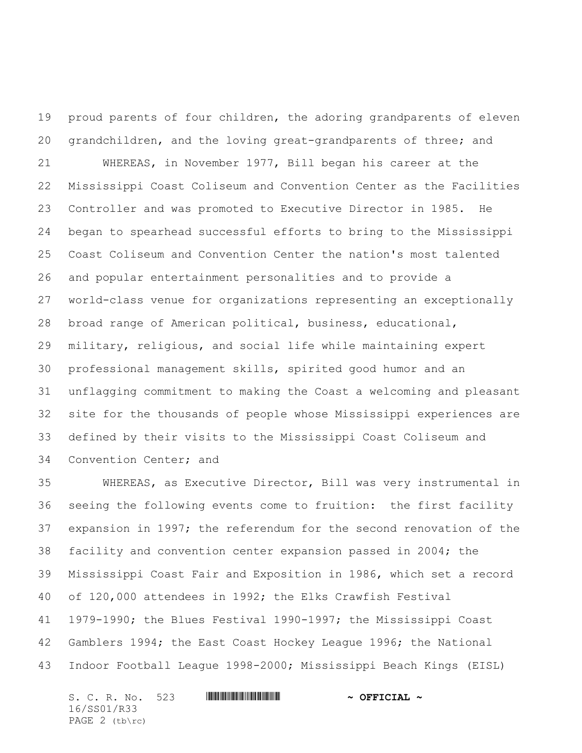proud parents of four children, the adoring grandparents of eleven grandchildren, and the loving great-grandparents of three; and

WHEREAS, in November 1977, Bill began his career at the Mississippi Coast Coliseum and Convention Center as the Facilities Controller and was promoted to Executive Director in 1985. He began to spearhead successful efforts to bring to the Mississippi Coast Coliseum and Convention Center the nation's most talented and popular entertainment personalities and to provide a world-class venue for organizations representing an exceptionally broad range of American political, business, educational, military, religious, and social life while maintaining expert professional management skills, spirited good humor and an unflagging commitment to making the Coast a welcoming and pleasant site for the thousands of people whose Mississippi experiences are defined by their visits to the Mississippi Coast Coliseum and Convention Center; and

WHEREAS, as Executive Director, Bill was very instrumental in seeing the following events come to fruition: the first facility expansion in 1997; the referendum for the second renovation of the facility and convention center expansion passed in 2004; the Mississippi Coast Fair and Exposition in 1986, which set a record of 120,000 attendees in 1992; the Elks Crawfish Festival 1979-1990; the Blues Festival 1990-1997; the Mississippi Coast Gamblers 1994; the East Coast Hockey League 1996; the National Indoor Football League 1998-2000; Mississippi Beach Kings (EISL)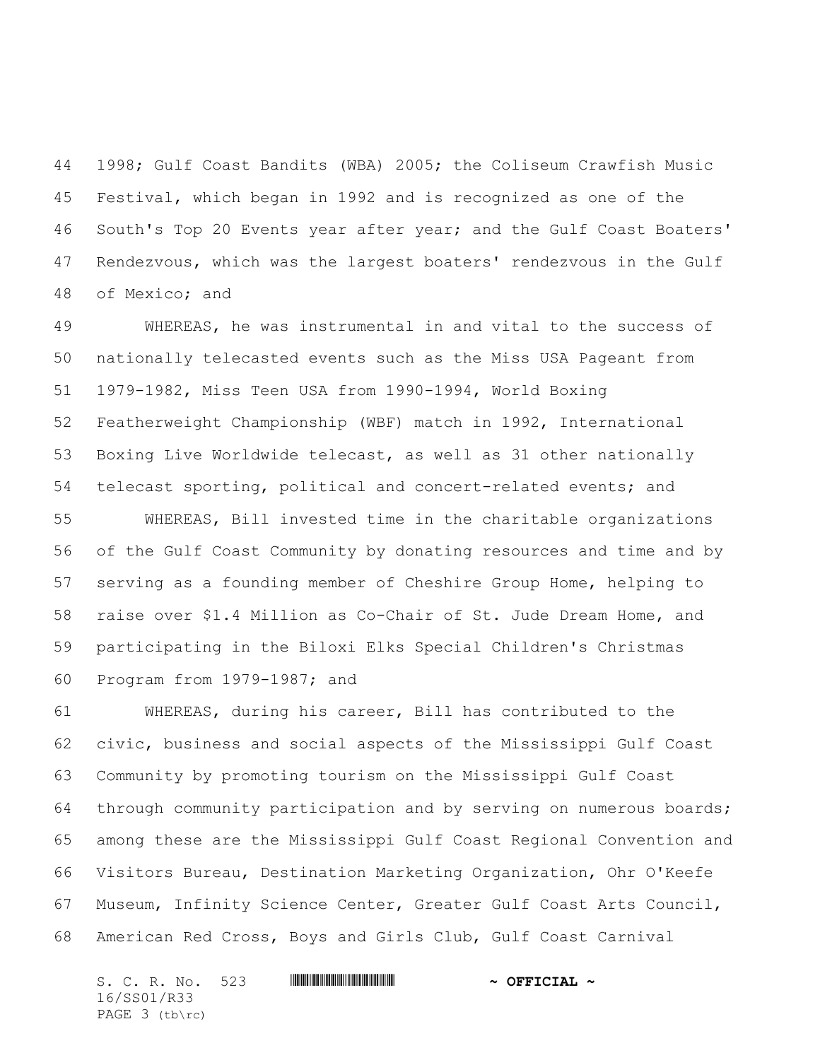1998; Gulf Coast Bandits (WBA) 2005; the Coliseum Crawfish Music Festival, which began in 1992 and is recognized as one of the South's Top 20 Events year after year; and the Gulf Coast Boaters' Rendezvous, which was the largest boaters' rendezvous in the Gulf of Mexico; and

WHEREAS, he was instrumental in and vital to the success of nationally telecasted events such as the Miss USA Pageant from 1979-1982, Miss Teen USA from 1990-1994, World Boxing Featherweight Championship (WBF) match in 1992, International Boxing Live Worldwide telecast, as well as 31 other nationally telecast sporting, political and concert-related events; and

WHEREAS, Bill invested time in the charitable organizations of the Gulf Coast Community by donating resources and time and by serving as a founding member of Cheshire Group Home, helping to raise over $1.4 Million as Co-Chair of St. Jude Dream Home, and participating in the Biloxi Elks Special Children's Christmas Program from 1979-1987; and

WHEREAS, during his career, Bill has contributed to the civic, business and social aspects of the Mississippi Gulf Coast Community by promoting tourism on the Mississippi Gulf Coast through community participation and by serving on numerous boards; among these are the Mississippi Gulf Coast Regional Convention and Visitors Bureau, Destination Marketing Organization, Ohr O'Keefe Museum, Infinity Science Center, Greater Gulf Coast Arts Council, American Red Cross, Boys and Girls Club, Gulf Coast Carnival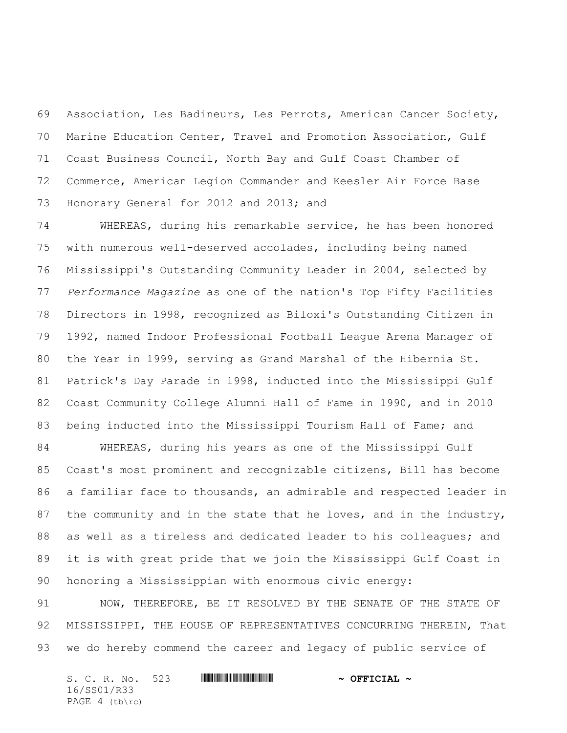Association, Les Badineurs, Les Perrots, American Cancer Society, Marine Education Center, Travel and Promotion Association, Gulf Coast Business Council, North Bay and Gulf Coast Chamber of Commerce, American Legion Commander and Keesler Air Force Base Honorary General for 2012 and 2013; and

WHEREAS, during his remarkable service, he has been honored with numerous well-deserved accolades, including being named Mississippi's Outstanding Community Leader in 2004, selected by *Performance Magazine* as one of the nation's Top Fifty Facilities Directors in 1998, recognized as Biloxi's Outstanding Citizen in 1992, named Indoor Professional Football League Arena Manager of the Year in 1999, serving as Grand Marshal of the Hibernia St. Patrick's Day Parade in 1998, inducted into the Mississippi Gulf Coast Community College Alumni Hall of Fame in 1990, and in 2010 being inducted into the Mississippi Tourism Hall of Fame; and

WHEREAS, during his years as one of the Mississippi Gulf Coast's most prominent and recognizable citizens, Bill has become a familiar face to thousands, an admirable and respected leader in the community and in the state that he loves, and in the industry, as well as a tireless and dedicated leader to his colleagues; and it is with great pride that we join the Mississippi Gulf Coast in honoring a Mississippian with enormous civic energy:

NOW, THEREFORE, BE IT RESOLVED BY THE SENATE OF THE STATE OF MISSISSIPPI, THE HOUSE OF REPRESENTATIVES CONCURRING THEREIN, That we do hereby commend the career and legacy of public service of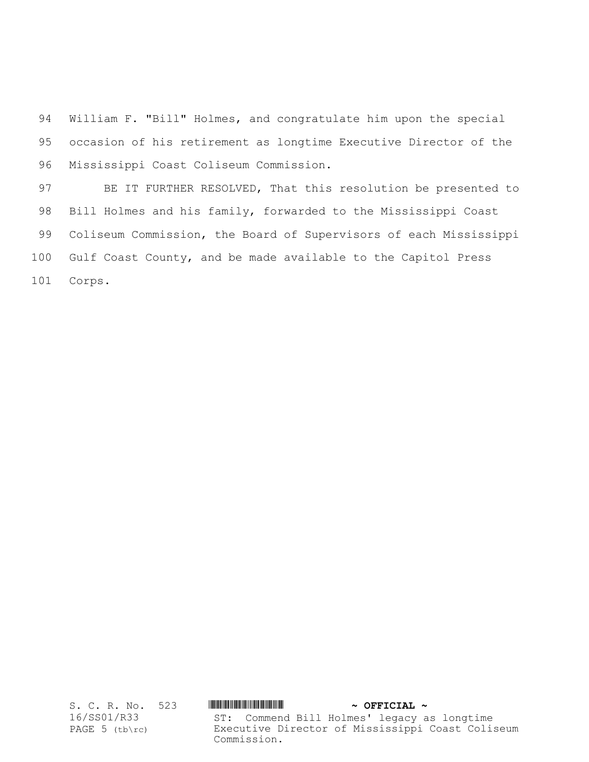William F. "Bill" Holmes, and congratulate him upon the special occasion of his retirement as longtime Executive Director of the Mississippi Coast Coliseum Commission.

BE IT FURTHER RESOLVED, That this resolution be presented to Bill Holmes and his family, forwarded to the Mississippi Coast Coliseum Commission, the Board of Supervisors of each Mississippi Gulf Coast County, and be made available to the Capitol Press Corps.